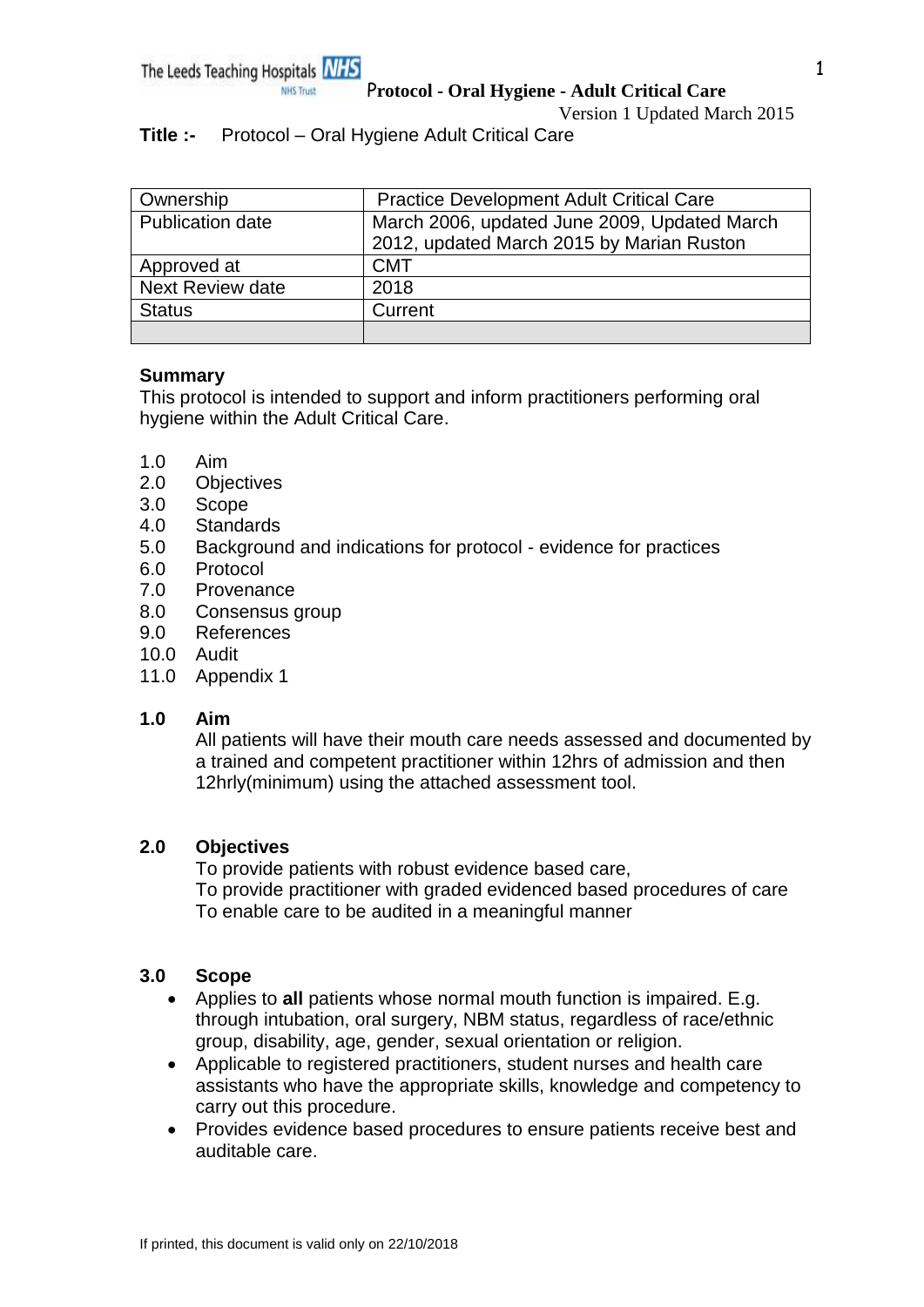**Title :-** Protocol – Oral Hygiene Adult Critical Care

| Ownership | Practice Development Adult Critical Care |
|---|---|
| Publication date | March 2006, updated June 2009, Updated March 2012, updated March 2015 by Marian Ruston |
| Approved at | CMT |
| Next Review date | 2018 |
| Status | Current |
| | |

**Summary**

This protocol is intended to support and inform practitioners performing oral hygiene within the Adult Critical Care.

1.0 Aim
2.0 Objectives
3.0 Scope
4.0 Standards
5.0 Background and indications for protocol - evidence for practices
6.0 Protocol
7.0 Provenance
8.0 Consensus group
9.0 References
10.0 Audit
11.0 Appendix 1

## 1.0 Aim

All patients will have their mouth care needs assessed and documented by a trained and competent practitioner within 12hrs of admission and then 12hrly(minimum) using the attached assessment tool.

## 2.0 Objectives

To provide patients with robust evidence based care,
To provide practitioner with graded evidenced based procedures of care
To enable care to be audited in a meaningful manner

## 3.0 Scope

- Applies to **all** patients whose normal mouth function is impaired. E.g. through intubation, oral surgery, NBM status, regardless of race/ethnic group, disability, age, gender, sexual orientation or religion.
- Applicable to registered practitioners, student nurses and health care assistants who have the appropriate skills, knowledge and competency to carry out this procedure.
- Provides evidence based procedures to ensure patients receive best and auditable care.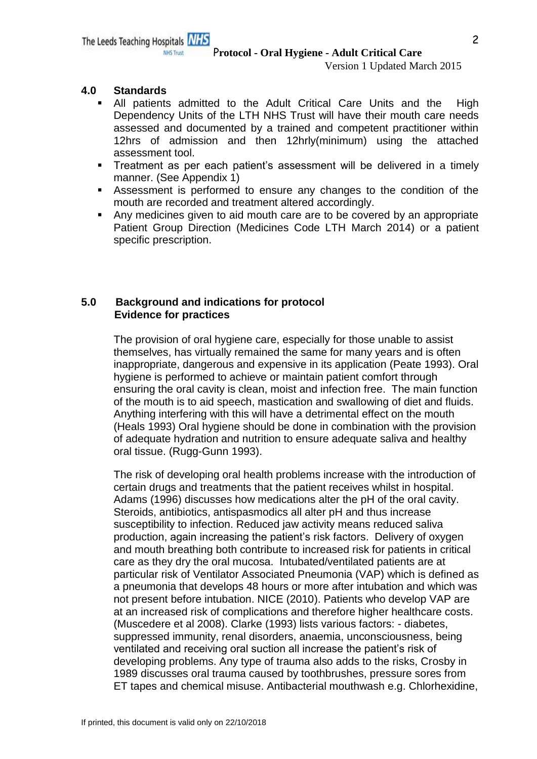## 4.0 Standards

- All patients admitted to the Adult Critical Care Units and the High Dependency Units of the LTH NHS Trust will have their mouth care needs assessed and documented by a trained and competent practitioner within 12hrs of admission and then 12hrly(minimum) using the attached assessment tool.
- Treatment as per each patient's assessment will be delivered in a timely manner. (See Appendix 1)
- Assessment is performed to ensure any changes to the condition of the mouth are recorded and treatment altered accordingly.
- Any medicines given to aid mouth care are to be covered by an appropriate Patient Group Direction (Medicines Code LTH March 2014) or a patient specific prescription.

## 5.0 Background and indications for protocol
### Evidence for practices

The provision of oral hygiene care, especially for those unable to assist themselves, has virtually remained the same for many years and is often inappropriate, dangerous and expensive in its application (Peate 1993). Oral hygiene is performed to achieve or maintain patient comfort through ensuring the oral cavity is clean, moist and infection free. The main function of the mouth is to aid speech, mastication and swallowing of diet and fluids. Anything interfering with this will have a detrimental effect on the mouth (Heals 1993) Oral hygiene should be done in combination with the provision of adequate hydration and nutrition to ensure adequate saliva and healthy oral tissue. (Rugg-Gunn 1993).

The risk of developing oral health problems increase with the introduction of certain drugs and treatments that the patient receives whilst in hospital. Adams (1996) discusses how medications alter the pH of the oral cavity. Steroids, antibiotics, antispasmodics all alter pH and thus increase susceptibility to infection. Reduced jaw activity means reduced saliva production, again increasing the patient's risk factors. Delivery of oxygen and mouth breathing both contribute to increased risk for patients in critical care as they dry the oral mucosa. Intubated/ventilated patients are at particular risk of Ventilator Associated Pneumonia (VAP) which is defined as a pneumonia that develops 48 hours or more after intubation and which was not present before intubation. NICE (2010). Patients who develop VAP are at an increased risk of complications and therefore higher healthcare costs. (Muscedere et al 2008). Clarke (1993) lists various factors: - diabetes, suppressed immunity, renal disorders, anaemia, unconsciousness, being ventilated and receiving oral suction all increase the patient's risk of developing problems. Any type of trauma also adds to the risks, Crosby in 1989 discusses oral trauma caused by toothbrushes, pressure sores from ET tapes and chemical misuse. Antibacterial mouthwash e.g. Chlorhexidine,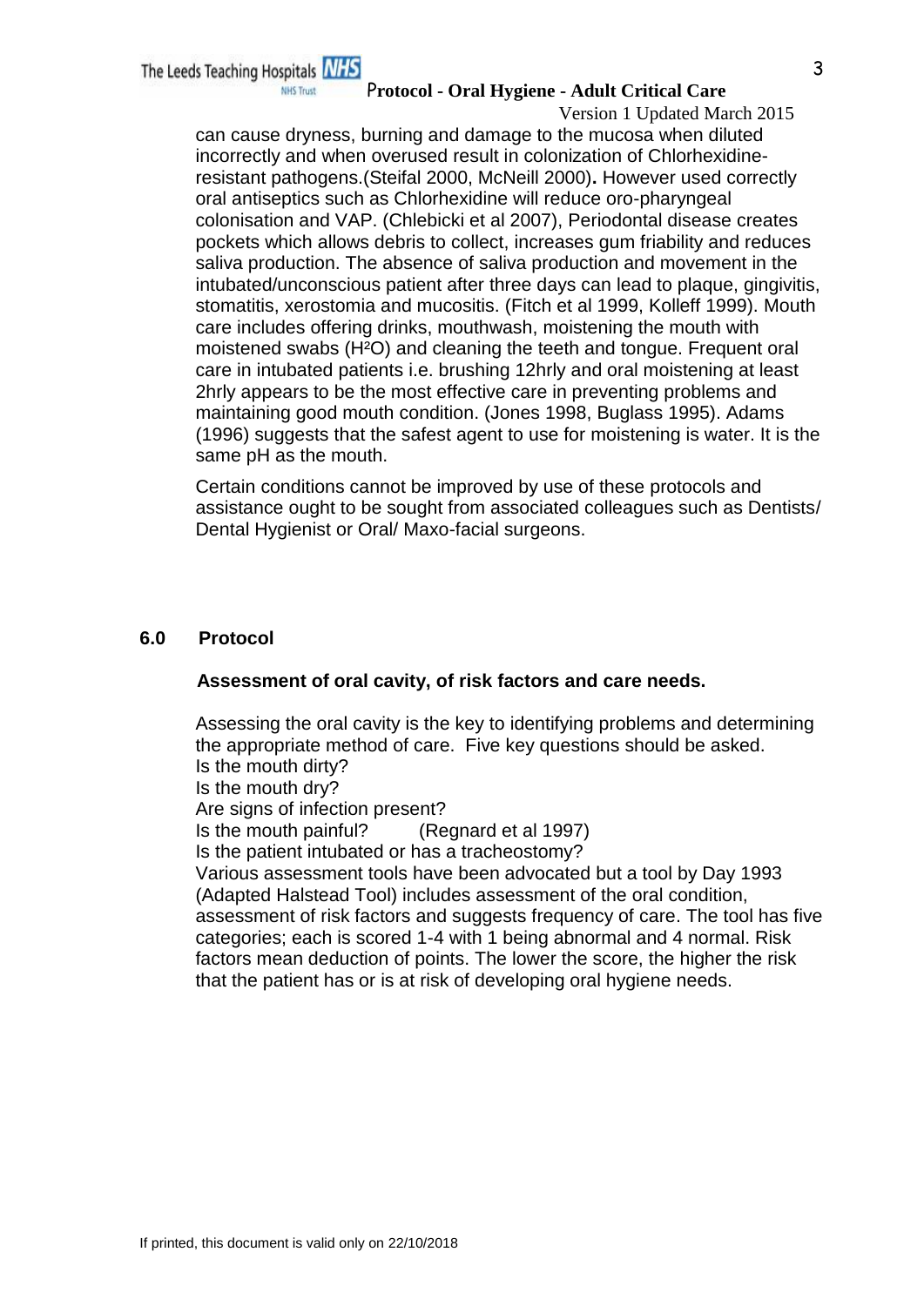can cause dryness, burning and damage to the mucosa when diluted incorrectly and when overused result in colonization of Chlorhexidine-resistant pathogens.(Steifal 2000, McNeill 2000)**.** However used correctly oral antiseptics such as Chlorhexidine will reduce oro-pharyngeal colonisation and VAP. (Chlebicki et al 2007), Periodontal disease creates pockets which allows debris to collect, increases gum friability and reduces saliva production. The absence of saliva production and movement in the intubated/unconscious patient after three days can lead to plaque, gingivitis, stomatitis, xerostomia and mucositis. (Fitch et al 1999, Kolleff 1999). Mouth care includes offering drinks, mouthwash, moistening the mouth with moistened swabs ($H^2O$) and cleaning the teeth and tongue. Frequent oral care in intubated patients i.e. brushing 12hrly and oral moistening at least 2hrly appears to be the most effective care in preventing problems and maintaining good mouth condition. (Jones 1998, Buglass 1995). Adams (1996) suggests that the safest agent to use for moistening is water. It is the same pH as the mouth.

Certain conditions cannot be improved by use of these protocols and assistance ought to be sought from associated colleagues such as Dentists/ Dental Hygienist or Oral/ Maxo-facial surgeons.

## 6.0 Protocol

### Assessment of oral cavity, of risk factors and care needs.

Assessing the oral cavity is the key to identifying problems and determining the appropriate method of care. Five key questions should be asked.
Is the mouth dirty?
Is the mouth dry?
Are signs of infection present?
Is the mouth painful? (Regnard et al 1997)
Is the patient intubated or has a tracheostomy?
Various assessment tools have been advocated but a tool by Day 1993 (Adapted Halstead Tool) includes assessment of the oral condition, assessment of risk factors and suggests frequency of care. The tool has five categories; each is scored 1-4 with 1 being abnormal and 4 normal. Risk factors mean deduction of points. The lower the score, the higher the risk that the patient has or is at risk of developing oral hygiene needs.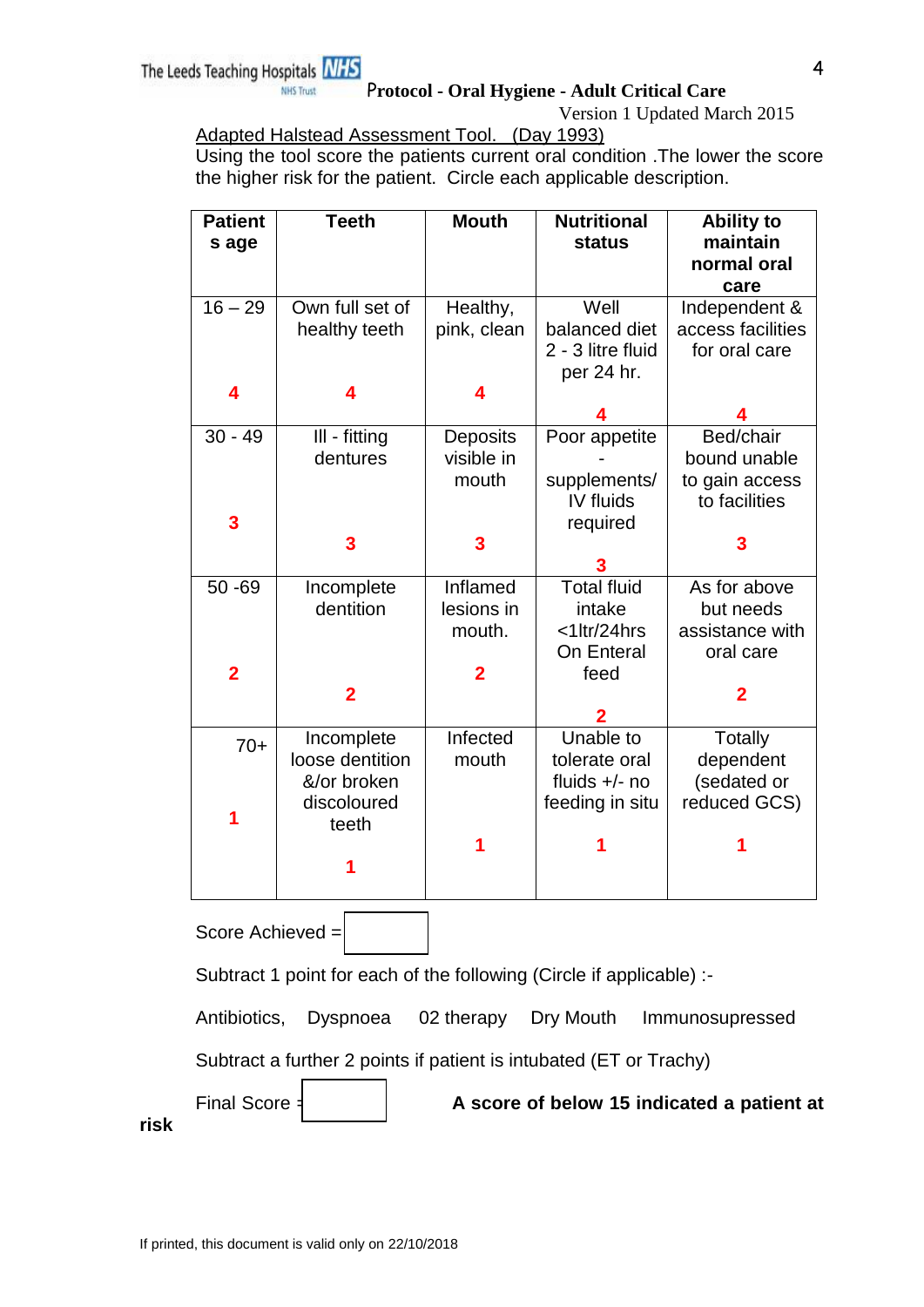Adapted Halstead Assessment Tool. (Day 1993)

Using the tool score the patients current oral condition .The lower the score the higher risk for the patient. Circle each applicable description.

| Patients age | Teeth | Mouth | Nutritional status | Ability to maintain normal oral care |
|---|---|---|---|---|
| 16 – 29 **4** | Own full set of healthy teeth **4** | Healthy, pink, clean **4** | Well balanced diet 2 - 3 litre fluid per 24 hr. **4** | Independent & access facilities for oral care **4** |
| 30 - 49 **3** | Ill - fitting dentures **3** | Deposits visible in mouth **3** | Poor appetite - supplements/ IV fluids required **3** | Bed/chair bound unable to gain access to facilities **3** |
| 50 -69 **2** | Incomplete dentition **2** | Inflamed lesions in mouth. **2** | Total fluid intake <1ltr/24hrs On Enteral feed **2** | As for above but needs assistance with oral care **2** |
| 70+ **1** | Incomplete loose dentition &/or broken discoloured teeth **1** | Infected mouth **1** | Unable to tolerate oral fluids +/- no feeding in situ **1** | Totally dependent (sedated or reduced GCS) **1** |

Score Achieved =

Subtract 1 point for each of the following (Circle if applicable) :-

Antibiotics, Dyspnoea 02 therapy Dry Mouth Immunosupressed

Subtract a further 2 points if patient is intubated (ET or Trachy)

Final Score =

**A score of below 15 indicated a patient at risk**

If printed, this document is valid only on 22/10/2018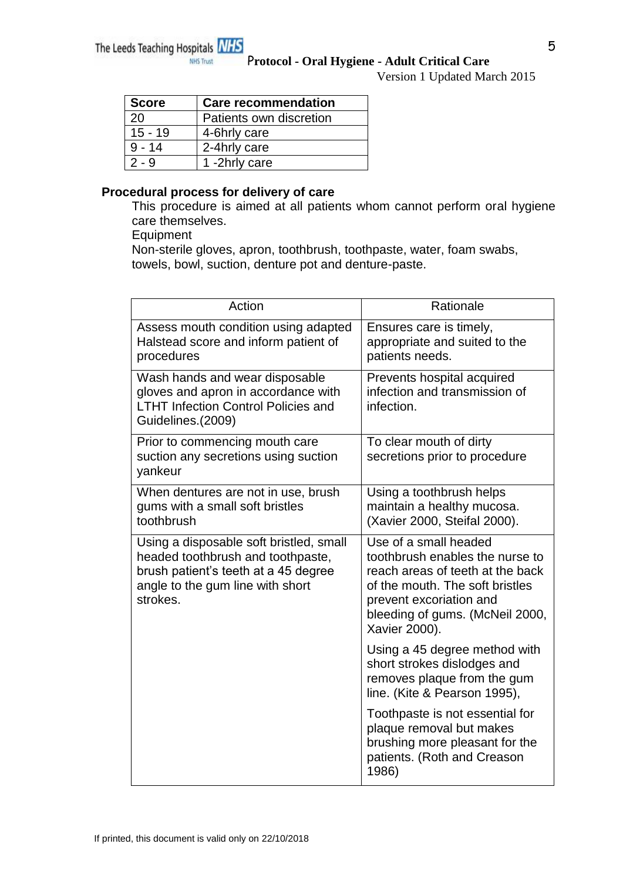| Score | Care recommendation |
| --- | --- |
| 20 | Patients own discretion |
| 15 - 19 | 4-6hrly care |
| 9 - 14 | 2-4hrly care |
| 2 - 9 | 1 -2hrly care |

### Procedural process for delivery of care

This procedure is aimed at all patients whom cannot perform oral hygiene care themselves.

Equipment

Non-sterile gloves, apron, toothbrush, toothpaste, water, foam swabs, towels, bowl, suction, denture pot and denture-paste.

| Action | Rationale |
| --- | --- |
| Assess mouth condition using adapted Halstead score and inform patient of procedures | Ensures care is timely, appropriate and suited to the patients needs. |
| Wash hands and wear disposable gloves and apron in accordance with LTHT Infection Control Policies and Guidelines.(2009) | Prevents hospital acquired infection and transmission of infection. |
| Prior to commencing mouth care suction any secretions using suction yankeur | To clear mouth of dirty secretions prior to procedure |
| When dentures are not in use, brush gums with a small soft bristles toothbrush | Using a toothbrush helps maintain a healthy mucosa. (Xavier 2000, Steifal 2000). |
| Using a disposable soft bristled, small headed toothbrush and toothpaste, brush patient's teeth at a 45 degree angle to the gum line with short strokes. | Use of a small headed toothbrush enables the nurse to reach areas of teeth at the back of the mouth. The soft bristles prevent excoriation and bleeding of gums. (McNeil 2000, Xavier 2000).<br><br>Using a 45 degree method with short strokes dislodges and removes plaque from the gum line. (Kite & Pearson 1995),<br><br>Toothpaste is not essential for plaque removal but makes brushing more pleasant for the patients. (Roth and Creason 1986) |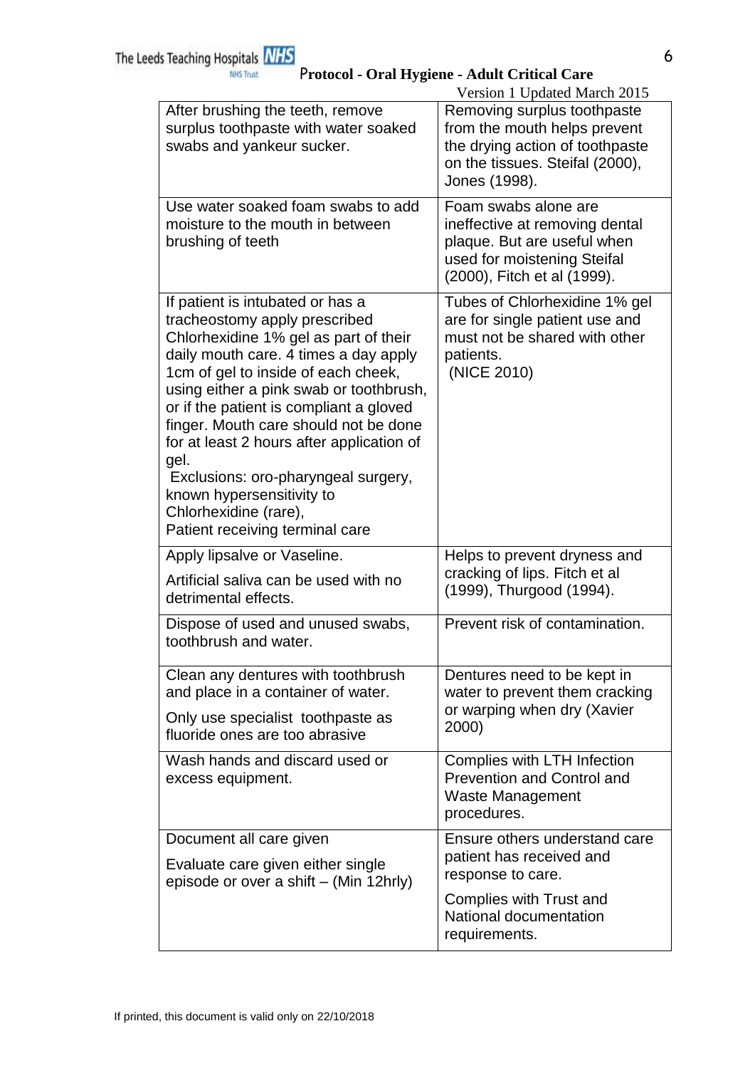| After brushing the teeth, remove surplus toothpaste with water soaked swabs and yankeur sucker. | Removing surplus toothpaste from the mouth helps prevent the drying action of toothpaste on the tissues. Steifal (2000), Jones (1998). |
|---|---|
| Use water soaked foam swabs to add moisture to the mouth in between brushing of teeth | Foam swabs alone are ineffective at removing dental plaque. But are useful when used for moistening Steifal (2000), Fitch et al (1999). |
| If patient is intubated or has a tracheostomy apply prescribed Chlorhexidine 1% gel as part of their daily mouth care. 4 times a day apply 1cm of gel to inside of each cheek, using either a pink swab or toothbrush, or if the patient is compliant a gloved finger. Mouth care should not be done for at least 2 hours after application of gel.<br>Exclusions: oro-pharyngeal surgery, known hypersensitivity to Chlorhexidine (rare),<br>Patient receiving terminal care | Tubes of Chlorhexidine 1% gel are for single patient use and must not be shared with other patients.<br>(NICE 2010) |
| Apply lipsalve or Vaseline.<br>Artificial saliva can be used with no detrimental effects. | Helps to prevent dryness and cracking of lips. Fitch et al (1999), Thurgood (1994). |
| Dispose of used and unused swabs, toothbrush and water. | Prevent risk of contamination. |
| Clean any dentures with toothbrush and place in a container of water.<br>Only use specialist toothpaste as fluoride ones are too abrasive | Dentures need to be kept in water to prevent them cracking or warping when dry (Xavier 2000) |
| Wash hands and discard used or excess equipment. | Complies with LTH Infection Prevention and Control and Waste Management procedures. |
| Document all care given<br>Evaluate care given either single episode or over a shift – (Min 12hrly) | Ensure others understand care patient has received and response to care.<br>Complies with Trust and National documentation requirements. |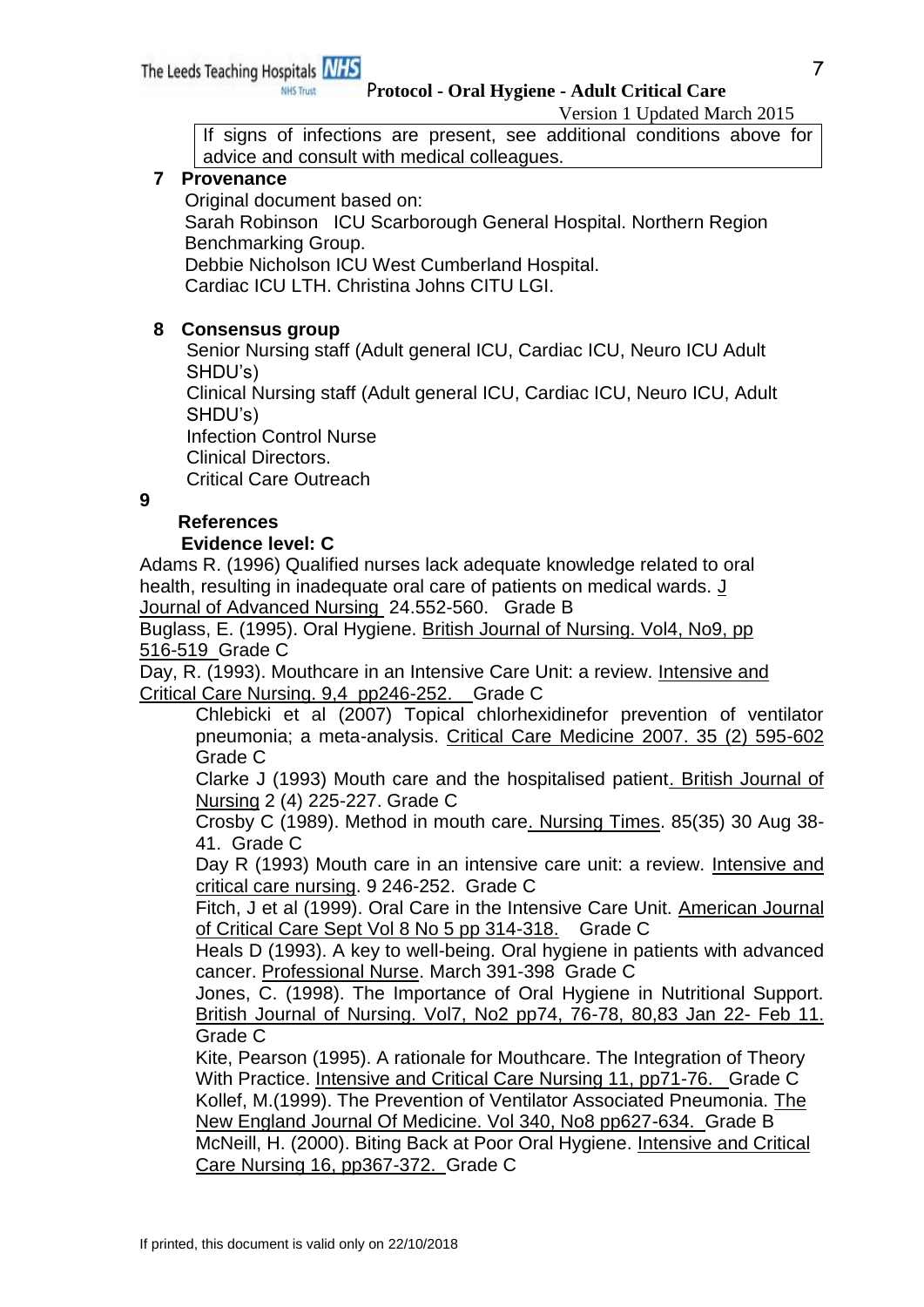If signs of infections are present, see additional conditions above for advice and consult with medical colleagues.

## 7 Provenance

Original document based on:

Sarah Robinson ICU Scarborough General Hospital. Northern Region Benchmarking Group.

Debbie Nicholson ICU West Cumberland Hospital.

Cardiac ICU LTH. Christina Johns CITU LGI.

## 8 Consensus group

Senior Nursing staff (Adult general ICU, Cardiac ICU, Neuro ICU Adult SHDU's)

Clinical Nursing staff (Adult general ICU, Cardiac ICU, Neuro ICU, Adult SHDU's)

Infection Control Nurse

Clinical Directors.

Critical Care Outreach

## 9 References

**Evidence level: C**

Adams R. (1996) Qualified nurses lack adequate knowledge related to oral health, resulting in inadequate oral care of patients on medical wards. J Journal of Advanced Nursing 24.552-560. Grade B

Buglass, E. (1995). Oral Hygiene. British Journal of Nursing. Vol4, No9, pp 516-519 Grade C

Day, R. (1993). Mouthcare in an Intensive Care Unit: a review. Intensive and Critical Care Nursing. 9,4 pp246-252. Grade C

Chlebicki et al (2007) Topical chlorhexidinefor prevention of ventilator pneumonia; a meta-analysis. Critical Care Medicine 2007. 35 (2) 595-602 Grade C

Clarke J (1993) Mouth care and the hospitalised patient. British Journal of Nursing 2 (4) 225-227. Grade C

Crosby C (1989). Method in mouth care. Nursing Times. 85(35) 30 Aug 38-41. Grade C

Day R (1993) Mouth care in an intensive care unit: a review. Intensive and critical care nursing. 9 246-252. Grade C

Fitch, J et al (1999). Oral Care in the Intensive Care Unit. American Journal of Critical Care Sept Vol 8 No 5 pp 314-318. Grade C

Heals D (1993). A key to well-being. Oral hygiene in patients with advanced cancer. Professional Nurse. March 391-398 Grade C

Jones, C. (1998). The Importance of Oral Hygiene in Nutritional Support. British Journal of Nursing. Vol7, No2 pp74, 76-78, 80,83 Jan 22- Feb 11. Grade C

Kite, Pearson (1995). A rationale for Mouthcare. The Integration of Theory With Practice. Intensive and Critical Care Nursing 11, pp71-76. Grade C

Kollef, M.(1999). The Prevention of Ventilator Associated Pneumonia. The New England Journal Of Medicine. Vol 340, No8 pp627-634. Grade B

McNeill, H. (2000). Biting Back at Poor Oral Hygiene. Intensive and Critical Care Nursing 16, pp367-372. Grade C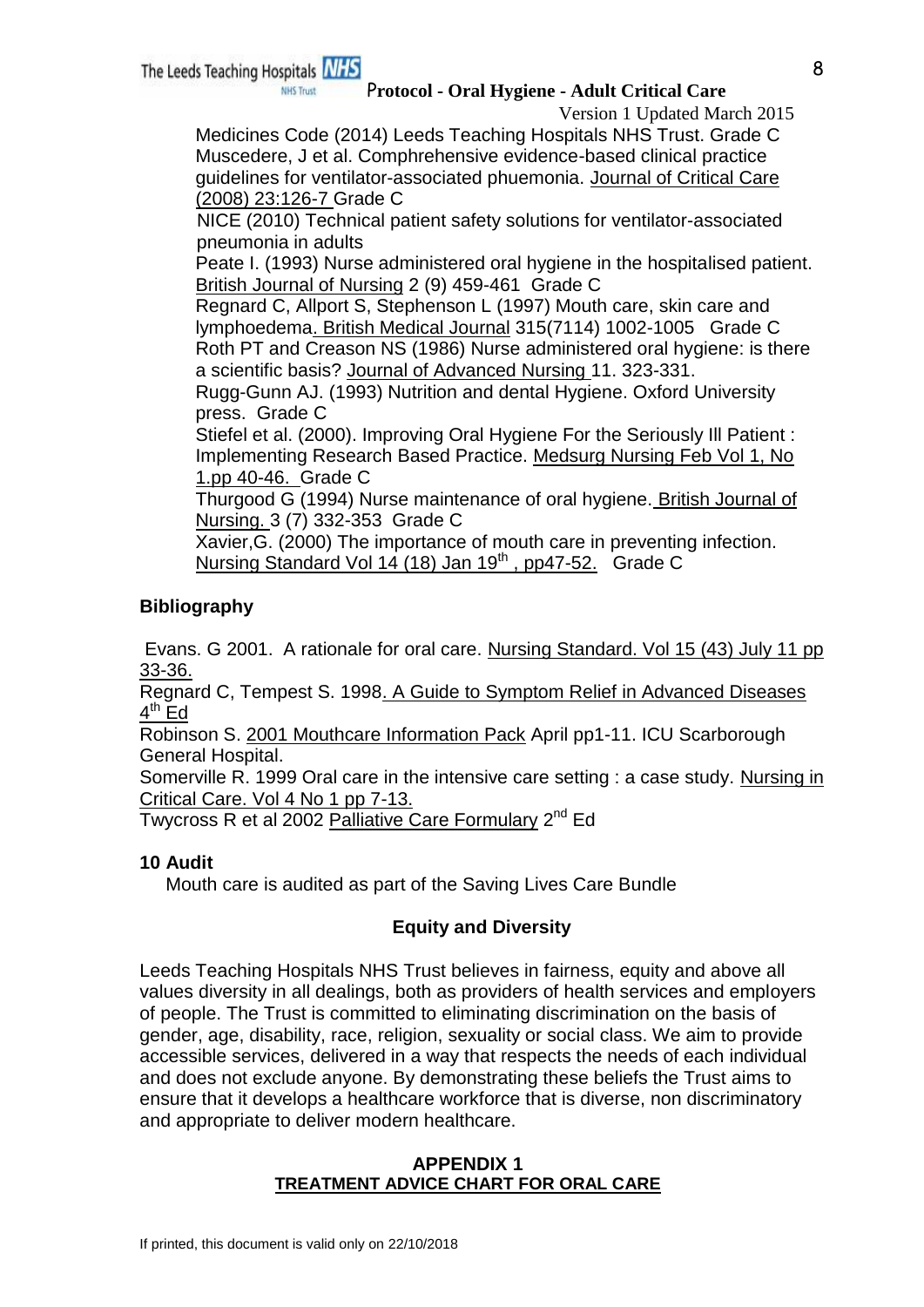Medicines Code (2014) Leeds Teaching Hospitals NHS Trust. Grade C

Muscedere, J et al. Comphrehensive evidence-based clinical practice guidelines for ventilator-associated phuemonia. Journal of Critical Care (2008) 23:126-7 Grade C

NICE (2010) Technical patient safety solutions for ventilator-associated pneumonia in adults

Peate I. (1993) Nurse administered oral hygiene in the hospitalised patient. British Journal of Nursing 2 (9) 459-461 Grade C

Regnard C, Allport S, Stephenson L (1997) Mouth care, skin care and lymphoedema. British Medical Journal 315(7114) 1002-1005 Grade C

Roth PT and Creason NS (1986) Nurse administered oral hygiene: is there a scientific basis? Journal of Advanced Nursing 11. 323-331.

Rugg-Gunn AJ. (1993) Nutrition and dental Hygiene. Oxford University press. Grade C

Stiefel et al. (2000). Improving Oral Hygiene For the Seriously Ill Patient : Implementing Research Based Practice. Medsurg Nursing Feb Vol 1, No 1.pp 40-46. Grade C

Thurgood G (1994) Nurse maintenance of oral hygiene. British Journal of Nursing. 3 (7) 332-353 Grade C

Xavier,G. (2000) The importance of mouth care in preventing infection. Nursing Standard Vol 14 (18) Jan 19th , pp47-52. Grade C

## Bibliography

Evans. G 2001. A rationale for oral care. Nursing Standard. Vol 15 (43) July 11 pp 33-36.

Regnard C, Tempest S. 1998. A Guide to Symptom Relief in Advanced Diseases 4th Ed

Robinson S. 2001 Mouthcare Information Pack April pp1-11. ICU Scarborough General Hospital.

Somerville R. 1999 Oral care in the intensive care setting : a case study. Nursing in Critical Care. Vol 4 No 1 pp 7-13.

Twycross R et al 2002 Palliative Care Formulary 2nd Ed

## 10 Audit

Mouth care is audited as part of the Saving Lives Care Bundle

## Equity and Diversity

Leeds Teaching Hospitals NHS Trust believes in fairness, equity and above all values diversity in all dealings, both as providers of health services and employers of people. The Trust is committed to eliminating discrimination on the basis of gender, age, disability, race, religion, sexuality or social class. We aim to provide accessible services, delivered in a way that respects the needs of each individual and does not exclude anyone. By demonstrating these beliefs the Trust aims to ensure that it develops a healthcare workforce that is diverse, non discriminatory and appropriate to deliver modern healthcare.

## APPENDIX 1

## TREATMENT ADVICE CHART FOR ORAL CARE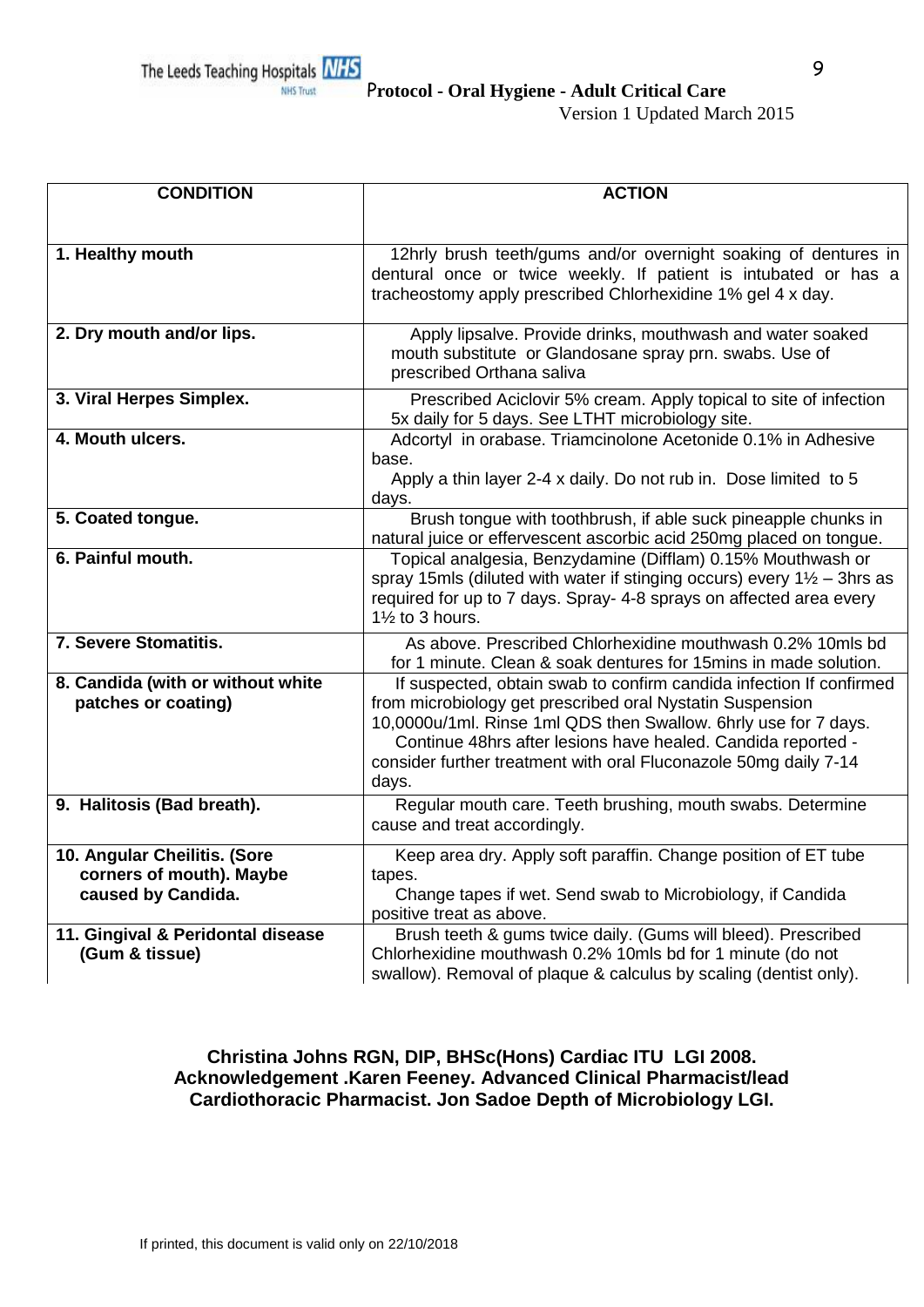| CONDITION | ACTION |
|---|---|
| **1. Healthy mouth** | 12hrly brush teeth/gums and/or overnight soaking of dentures in dentural once or twice weekly. If patient is intubated or has a tracheostomy apply prescribed Chlorhexidine 1% gel 4 x day. |
| **2. Dry mouth and/or lips.** | Apply lipsalve. Provide drinks, mouthwash and water soaked mouth substitute or Glandosane spray prn. swabs. Use of prescribed Orthana saliva |
| **3. Viral Herpes Simplex.** | Prescribed Aciclovir 5% cream. Apply topical to site of infection 5x daily for 5 days. See LTHT microbiology site. |
| **4. Mouth ulcers.** | Adcortyl in orabase. Triamcinolone Acetonide 0.1% in Adhesive base.<br>Apply a thin layer 2-4 x daily. Do not rub in. Dose limited to 5 days. |
| **5. Coated tongue.** | Brush tongue with toothbrush, if able suck pineapple chunks in natural juice or effervescent ascorbic acid 250mg placed on tongue. |
| **6. Painful mouth.** | Topical analgesia, Benzydamine (Difflam) 0.15% Mouthwash or spray 15mls (diluted with water if stinging occurs) every 1½ – 3hrs as required for up to 7 days. Spray- 4-8 sprays on affected area every 1½ to 3 hours. |
| **7. Severe Stomatitis.** | As above. Prescribed Chlorhexidine mouthwash 0.2% 10mls bd for 1 minute. Clean & soak dentures for 15mins in made solution. |
| **8. Candida (with or without white patches or coating)** | If suspected, obtain swab to confirm candida infection If confirmed from microbiology get prescribed oral Nystatin Suspension 10,0000u/1ml. Rinse 1ml QDS then Swallow. 6hrly use for 7 days.<br>Continue 48hrs after lesions have healed. Candida reported - consider further treatment with oral Fluconazole 50mg daily 7-14 days. |
| **9. Halitosis (Bad breath).** | Regular mouth care. Teeth brushing, mouth swabs. Determine cause and treat accordingly. |
| **10. Angular Cheilitis. (Sore corners of mouth). Maybe caused by Candida.** | Keep area dry. Apply soft paraffin. Change position of ET tube tapes.<br>Change tapes if wet. Send swab to Microbiology, if Candida positive treat as above. |
| **11. Gingival & Peridontal disease (Gum & tissue)** | Brush teeth & gums twice daily. (Gums will bleed). Prescribed Chlorhexidine mouthwash 0.2% 10mls bd for 1 minute (do not swallow). Removal of plaque & calculus by scaling (dentist only). |

**Christina Johns RGN, DIP, BHSc(Hons) Cardiac ITU LGI 2008. Acknowledgement .Karen Feeney. Advanced Clinical Pharmacist/lead Cardiothoracic Pharmacist. Jon Sadoe Depth of Microbiology LGI.**